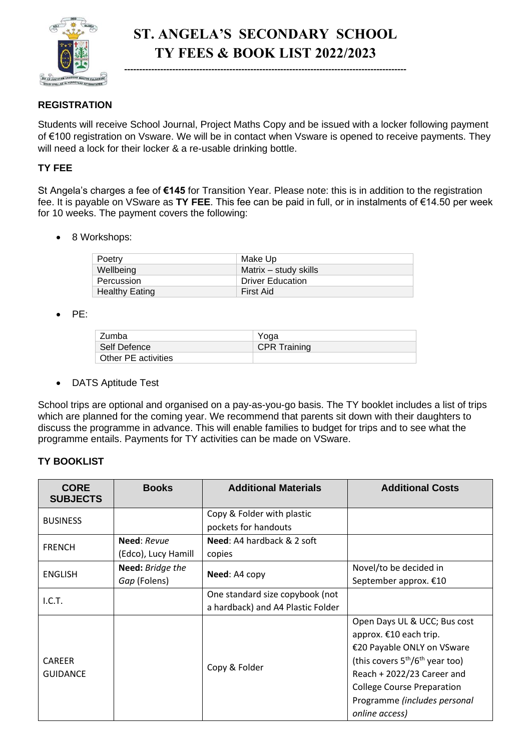# ST. ANGELA'S SECONDARY SCHOOL
# TY FEES & BOOK LIST 2022/2023

---

### REGISTRATION

Students will receive School Journal, Project Maths Copy and be issued with a locker following payment of €100 registration on Vsware. We will be in contact when Vsware is opened to receive payments. They will need a lock for their locker & a re-usable drinking bottle.

### TY FEE

St Angela's charges a fee of **€145** for Transition Year. Please note: this is in addition to the registration fee. It is payable on VSware as **TY FEE**. This fee can be paid in full, or in instalments of €14.50 per week for 10 weeks. The payment covers the following:

- 8 Workshops:

| | |
|---|---|
| Poetry | Make Up |
| Wellbeing | Matrix – study skills |
| Percussion | Driver Education |
| Healthy Eating | First Aid |

- PE:

| | |
|---|---|
| Zumba | Yoga |
| Self Defence | CPR Training |
| Other PE activities | |

- DATS Aptitude Test

School trips are optional and organised on a pay-as-you-go basis. The TY booklet includes a list of trips which are planned for the coming year. We recommend that parents sit down with their daughters to discuss the programme in advance. This will enable families to budget for trips and to see what the programme entails. Payments for TY activities can be made on VSware.

### TY BOOKLIST

| CORE SUBJECTS | Books | Additional Materials | Additional Costs |
|---|---|---|---|
| BUSINESS | | Copy & Folder with plastic pockets for handouts | |
| FRENCH | **Need**: *Revue* (Edco), Lucy Hamill | **Need**: A4 hardback & 2 soft copies | |
| ENGLISH | **Need:** *Bridge the Gap* (Folens) | **Need**: A4 copy | Novel/to be decided in September approx. €10 |
| I.C.T. | | One standard size copybook (not a hardback) and A4 Plastic Folder | |
| CAREER GUIDANCE | | Copy & Folder | Open Days UL & UCC; Bus cost approx. €10 each trip. €20 Payable ONLY on VSware (this covers 5th/6th year too) Reach + 2022/23 Career and College Course Preparation Programme *(includes personal online access)* |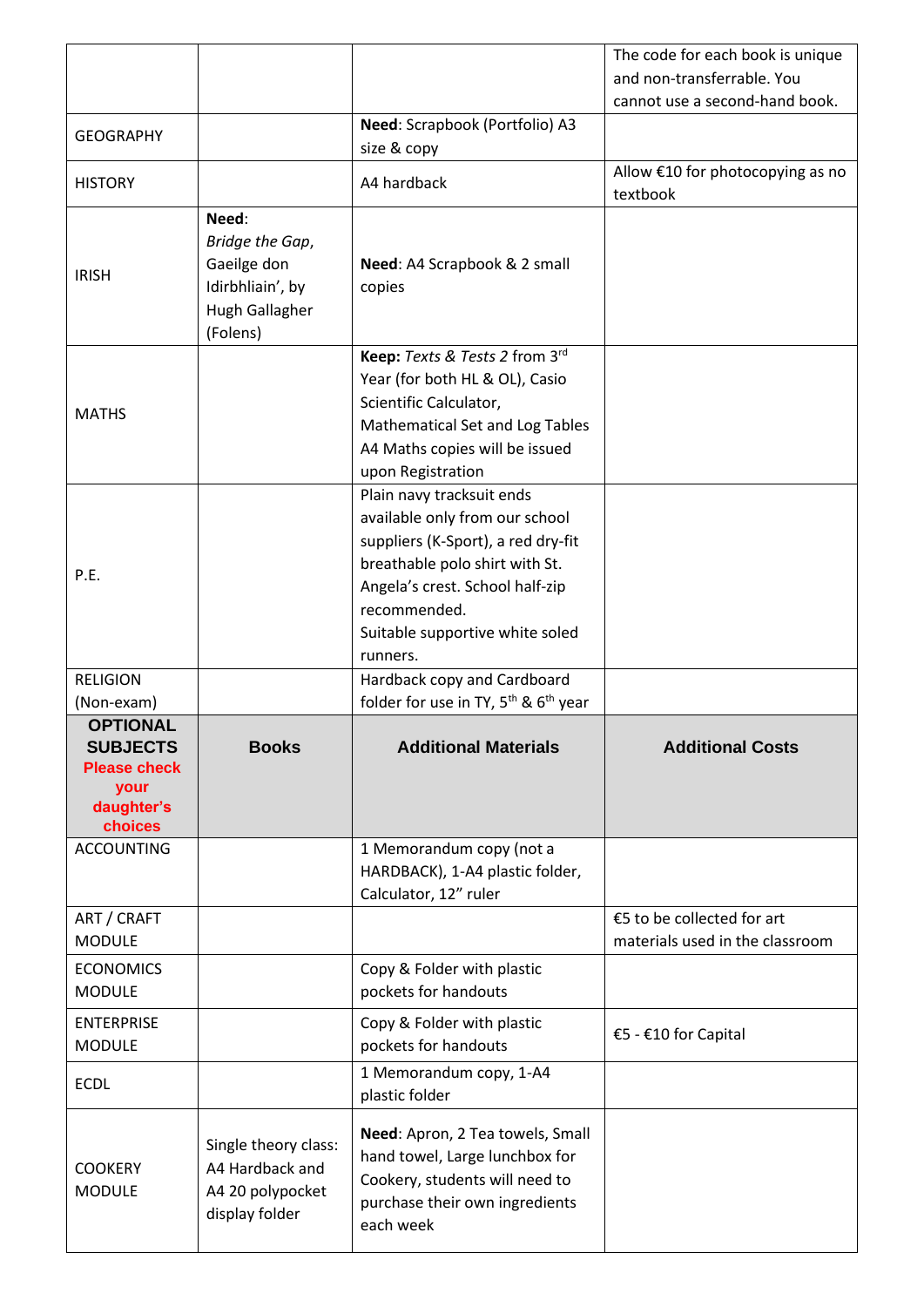| | | | |
|---|---|---|---|
| | | | The code for each book is unique and non-transferrable. You cannot use a second-hand book. |
| GEOGRAPHY | | **Need**: Scrapbook (Portfolio) A3 size & copy | |
| HISTORY | | A4 hardback | Allow €10 for photocopying as no textbook |
| IRISH | **Need**: *Bridge the Gap*, Gaeilge don Idirbhliain', by Hugh Gallagher (Folens) | **Need**: A4 Scrapbook & 2 small copies | |
| MATHS | | **Keep:** *Texts & Tests 2* from 3rd Year (for both HL & OL), Casio Scientific Calculator, Mathematical Set and Log Tables A4 Maths copies will be issued upon Registration | |
| P.E. | | Plain navy tracksuit ends available only from our school suppliers (K-Sport), a red dry-fit breathable polo shirt with St. Angela's crest. School half-zip recommended. Suitable supportive white soled runners. | |
| RELIGION (Non-exam) | | Hardback copy and Cardboard folder for use in TY, 5th & 6th year | |
| **OPTIONAL SUBJECTS** **Please check your daughter's choices** | **Books** | **Additional Materials** | **Additional Costs** |
| ACCOUNTING | | 1 Memorandum copy (not a HARDBACK), 1-A4 plastic folder, Calculator, 12" ruler | |
| ART / CRAFT MODULE | | | €5 to be collected for art materials used in the classroom |
| ECONOMICS MODULE | | Copy & Folder with plastic pockets for handouts | |
| ENTERPRISE MODULE | | Copy & Folder with plastic pockets for handouts | €5 - €10 for Capital |
| ECDL | | 1 Memorandum copy, 1-A4 plastic folder | |
| COOKERY MODULE | Single theory class: A4 Hardback and A4 20 polypocket display folder | **Need**: Apron, 2 Tea towels, Small hand towel, Large lunchbox for Cookery, students will need to purchase their own ingredients each week | |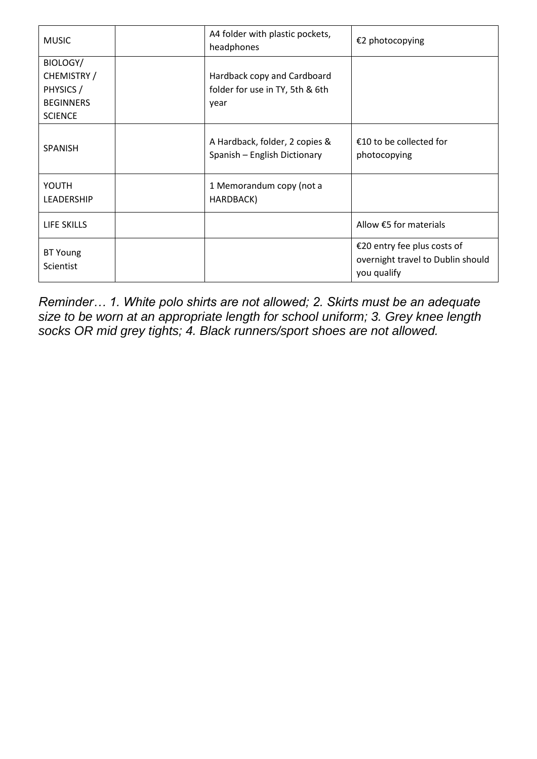| | | | |
|---|---|---|---|
| MUSIC | | A4 folder with plastic pockets, headphones | €2 photocopying |
| BIOLOGY/ CHEMISTRY / PHYSICS / BEGINNERS SCIENCE | | Hardback copy and Cardboard folder for use in TY, 5th & 6th year | |
| SPANISH | | A Hardback, folder, 2 copies & Spanish – English Dictionary | €10 to be collected for photocopying |
| YOUTH LEADERSHIP | | 1 Memorandum copy (not a HARDBACK) | |
| LIFE SKILLS | | | Allow €5 for materials |
| BT Young Scientist | | | €20 entry fee plus costs of overnight travel to Dublin should you qualify |

*Reminder… 1. White polo shirts are not allowed; 2. Skirts must be an adequate size to be worn at an appropriate length for school uniform; 3. Grey knee length socks OR mid grey tights; 4. Black runners/sport shoes are not allowed.*